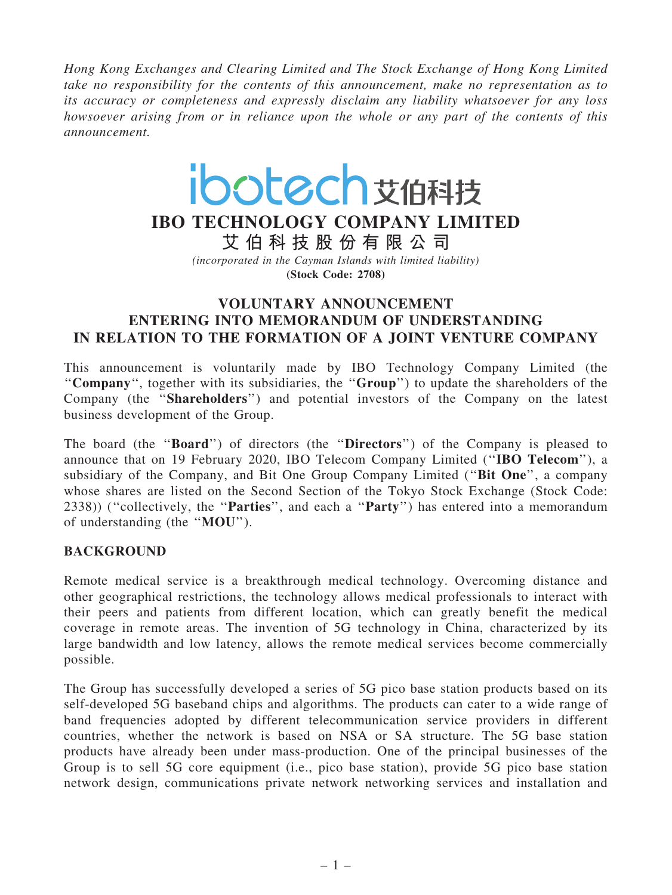*Hong Kong Exchanges and Clearing Limited and The Stock Exchange of Hong Kong Limited take no responsibility for the contents of this announcement, make no representation as to its accuracy or completeness and expressly disclaim any liability whatsoever for any loss howsoever arising from or in reliance upon the whole or any part of the contents of this announcement.*

ibotech 艾伯科技

# IBO TECHNOLOGY COMPANY LIMITED

# 艾伯科技股份有限公司

*(incorporated in the Cayman Islands with limited liability)*

**(Stock Code: 2708)**

## VOLUNTARY ANNOUNCEMENT ENTERING INTO MEMORANDUM OF UNDERSTANDING IN RELATION TO THE FORMATION OF A JOINT VENTURE COMPANY

This announcement is voluntarily made by IBO Technology Company Limited (the "**Company**", together with its subsidiaries, the "**Group**") to update the shareholders of the Company (the "**Shareholders**") and potential investors of the Company on the latest business development of the Group.

The board (the "**Board**") of directors (the "**Directors**") of the Company is pleased to announce that on 19 February 2020, IBO Telecom Company Limited ("**IBO Telecom**"), a subsidiary of the Company, and Bit One Group Company Limited ("**Bit One**", a company whose shares are listed on the Second Section of the Tokyo Stock Exchange (Stock Code: 2338)) ("collectively, the "**Parties**", and each a "**Party**") has entered into a memorandum of understanding (the "**MOU**").

## BACKGROUND

Remote medical service is a breakthrough medical technology. Overcoming distance and other geographical restrictions, the technology allows medical professionals to interact with their peers and patients from different location, which can greatly benefit the medical coverage in remote areas. The invention of 5G technology in China, characterized by its large bandwidth and low latency, allows the remote medical services become commercially possible.

The Group has successfully developed a series of 5G pico base station products based on its self-developed 5G baseband chips and algorithms. The products can cater to a wide range of band frequencies adopted by different telecommunication service providers in different countries, whether the network is based on NSA or SA structure. The 5G base station products have already been under mass-production. One of the principal businesses of the Group is to sell 5G core equipment (i.e., pico base station), provide 5G pico base station network design, communications private network networking services and installation and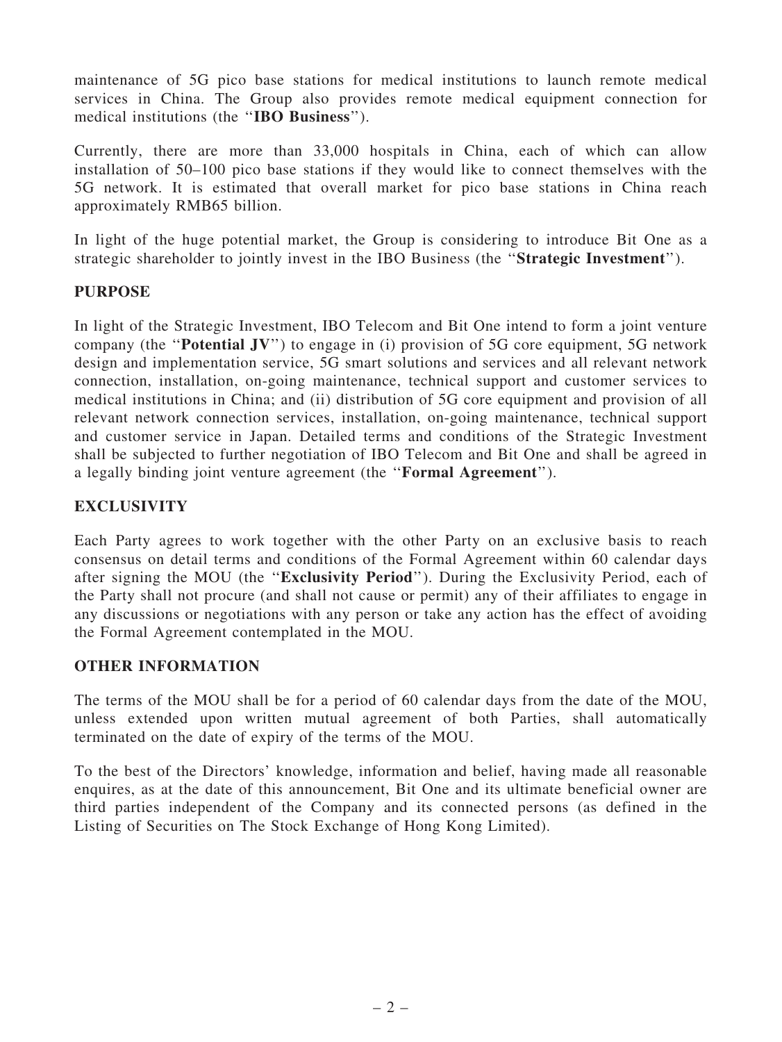maintenance of 5G pico base stations for medical institutions to launch remote medical services in China. The Group also provides remote medical equipment connection for medical institutions (the "**IBO Business**").

Currently, there are more than 33,000 hospitals in China, each of which can allow installation of 50–100 pico base stations if they would like to connect themselves with the 5G network. It is estimated that overall market for pico base stations in China reach approximately RMB65 billion.

In light of the huge potential market, the Group is considering to introduce Bit One as a strategic shareholder to jointly invest in the IBO Business (the "**Strategic Investment**").

## PURPOSE

In light of the Strategic Investment, IBO Telecom and Bit One intend to form a joint venture company (the "**Potential JV**") to engage in (i) provision of 5G core equipment, 5G network design and implementation service, 5G smart solutions and services and all relevant network connection, installation, on-going maintenance, technical support and customer services to medical institutions in China; and (ii) distribution of 5G core equipment and provision of all relevant network connection services, installation, on-going maintenance, technical support and customer service in Japan. Detailed terms and conditions of the Strategic Investment shall be subjected to further negotiation of IBO Telecom and Bit One and shall be agreed in a legally binding joint venture agreement (the "**Formal Agreement**").

## EXCLUSIVITY

Each Party agrees to work together with the other Party on an exclusive basis to reach consensus on detail terms and conditions of the Formal Agreement within 60 calendar days after signing the MOU (the "**Exclusivity Period**"). During the Exclusivity Period, each of the Party shall not procure (and shall not cause or permit) any of their affiliates to engage in any discussions or negotiations with any person or take any action has the effect of avoiding the Formal Agreement contemplated in the MOU.

## OTHER INFORMATION

The terms of the MOU shall be for a period of 60 calendar days from the date of the MOU, unless extended upon written mutual agreement of both Parties, shall automatically terminated on the date of expiry of the terms of the MOU.

To the best of the Directors' knowledge, information and belief, having made all reasonable enquires, as at the date of this announcement, Bit One and its ultimate beneficial owner are third parties independent of the Company and its connected persons (as defined in the Listing of Securities on The Stock Exchange of Hong Kong Limited).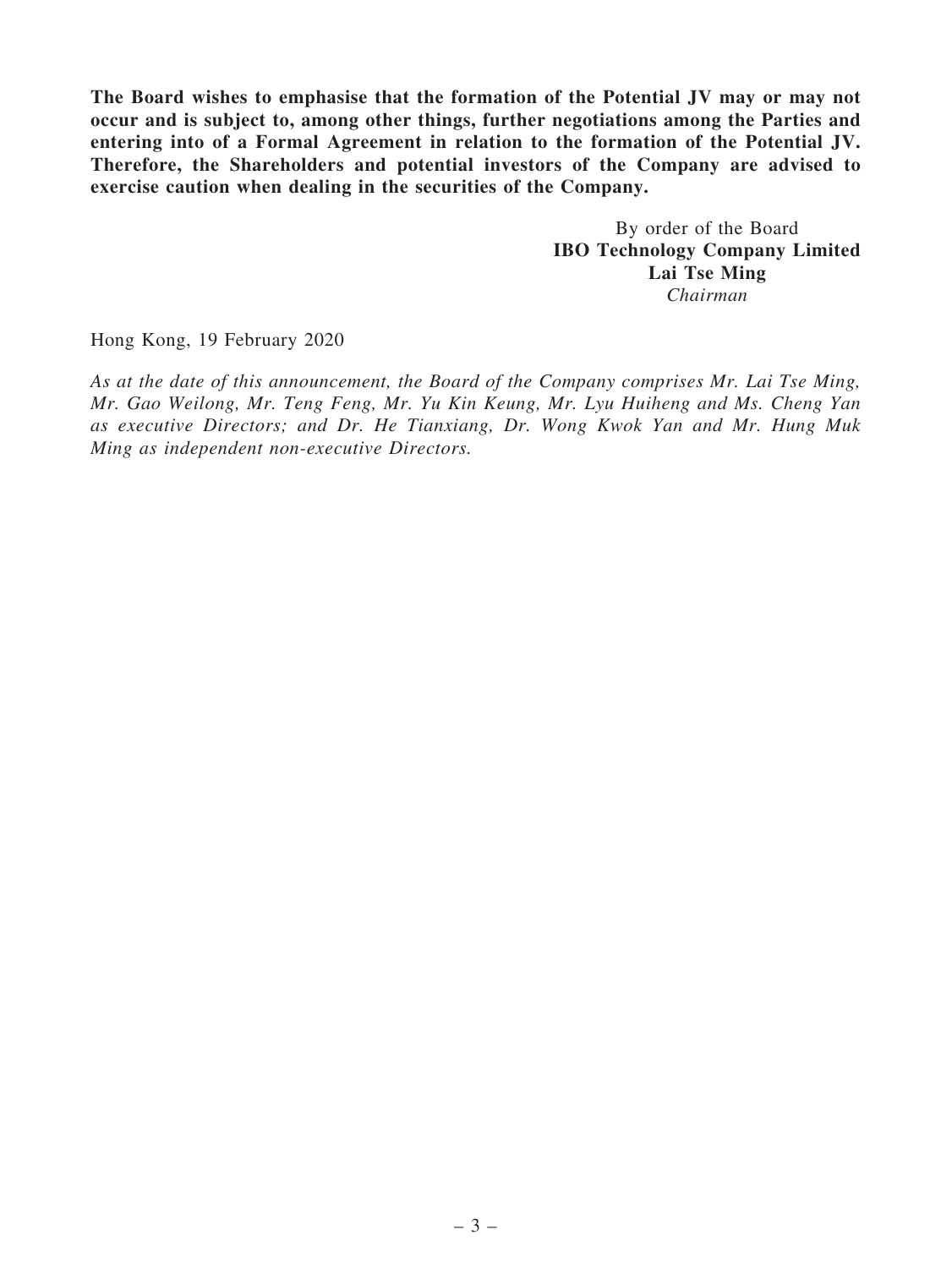**The Board wishes to emphasise that the formation of the Potential JV may or may not occur and is subject to, among other things, further negotiations among the Parties and entering into of a Formal Agreement in relation to the formation of the Potential JV. Therefore, the Shareholders and potential investors of the Company are advised to exercise caution when dealing in the securities of the Company.**

By order of the Board
**IBO Technology Company Limited**
**Lai Tse Ming**
*Chairman*

Hong Kong, 19 February 2020

*As at the date of this announcement, the Board of the Company comprises Mr. Lai Tse Ming, Mr. Gao Weilong, Mr. Teng Feng, Mr. Yu Kin Keung, Mr. Lyu Huiheng and Ms. Cheng Yan as executive Directors; and Dr. He Tianxiang, Dr. Wong Kwok Yan and Mr. Hung Muk Ming as independent non-executive Directors.*